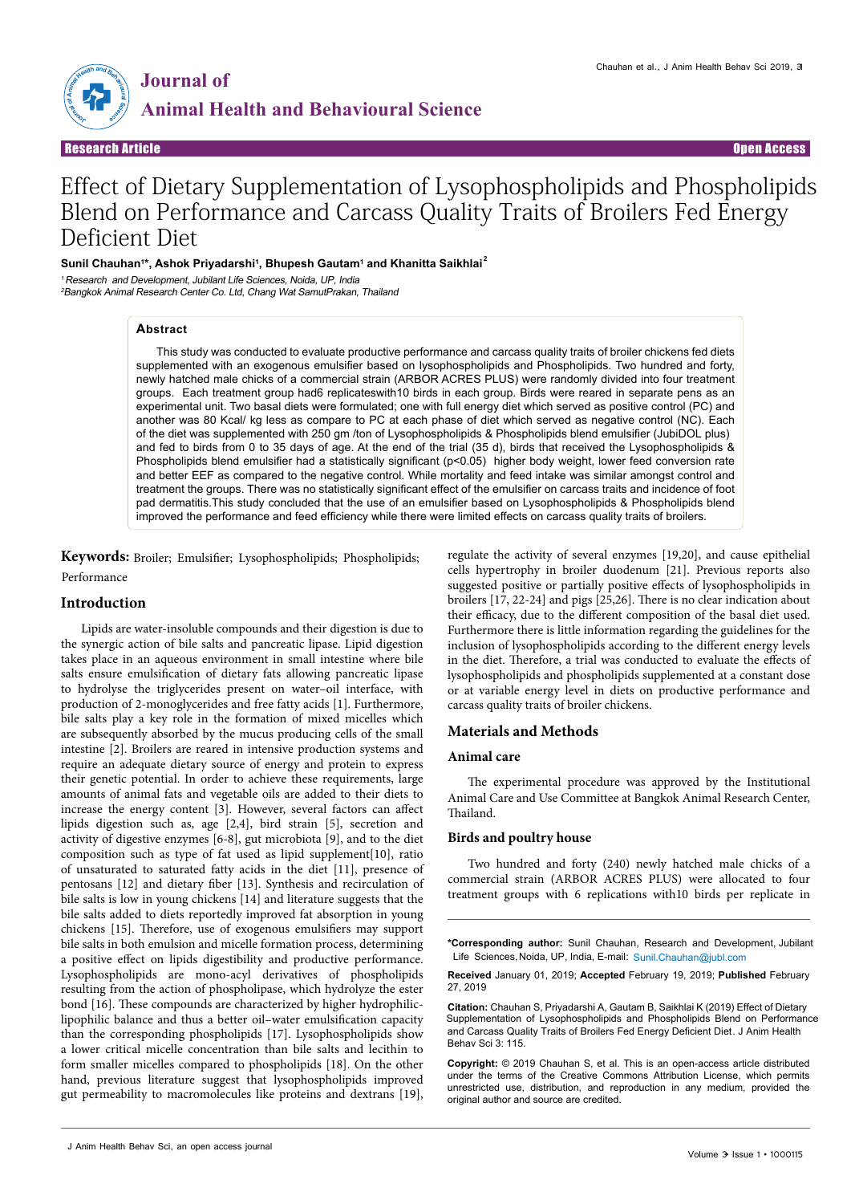# Journal of Animal Health and Behavioural Science

**Research Article** | **Open Access**

# Effect of Dietary Supplementation of Lysophospholipids and Phospholipids Blend on Performance and Carcass Quality Traits of Broilers Fed Energy Deficient Diet

**Sunil Chauhan[1]*, Ashok Priyadarshi[1], Bhupesh Gautam[1] and Khanitta Saikhlai[2]**

[1] Research and Development, Jubilant Life Sciences, Noida, UP, India

[2] Bangkok Animal Research Center Co. Ltd, Chang Wat SamutPrakan, Thailand

## Abstract

This study was conducted to evaluate productive performance and carcass quality traits of broiler chickens fed diets supplemented with an exogenous emulsifier based on lysophospholipids and Phospholipids. Two hundred and forty, newly hatched male chicks of a commercial strain (ARBOR ACRES PLUS) were randomly divided into four treatment groups. Each treatment group had6 replicateswith10 birds in each group. Birds were reared in separate pens as an experimental unit. Two basal diets were formulated; one with full energy diet which served as positive control (PC) and another was 80 Kcal/ kg less as compare to PC at each phase of diet which served as negative control (NC). Each of the diet was supplemented with 250 gm /ton of Lysophospholipids & Phospholipids blend emulsifier (JubiDOL plus) and fed to birds from 0 to 35 days of age. At the end of the trial (35 d), birds that received the Lysophospholipids & Phospholipids blend emulsifier had a statistically significant ($p<0.05$) higher body weight, lower feed conversion rate and better EEF as compared to the negative control. While mortality and feed intake was similar amongst control and treatment the groups. There was no statistically significant effect of the emulsifier on carcass traits and incidence of foot pad dermatitis.This study concluded that the use of an emulsifier based on Lysophospholipids & Phospholipids blend improved the performance and feed efficiency while there were limited effects on carcass quality traits of broilers.

**Keywords:** Broiler; Emulsifier; Lysophospholipids; Phospholipids; Performance

## Introduction

Lipids are water-insoluble compounds and their digestion is due to the synergic action of bile salts and pancreatic lipase. Lipid digestion takes place in an aqueous environment in small intestine where bile salts ensure emulsification of dietary fats allowing pancreatic lipase to hydrolyse the triglycerides present on water–oil interface, with production of 2-monoglycerides and free fatty acids [1]. Furthermore, bile salts play a key role in the formation of mixed micelles which are subsequently absorbed by the mucus producing cells of the small intestine [2]. Broilers are reared in intensive production systems and require an adequate dietary source of energy and protein to express their genetic potential. In order to achieve these requirements, large amounts of animal fats and vegetable oils are added to their diets to increase the energy content [3]. However, several factors can affect lipids digestion such as, age [2,4], bird strain [5], secretion and activity of digestive enzymes [6-8], gut microbiota [9], and to the diet composition such as type of fat used as lipid supplement[10], ratio of unsaturated to saturated fatty acids in the diet [11], presence of pentosans [12] and dietary fiber [13]. Synthesis and recirculation of bile salts is low in young chickens [14] and literature suggests that the bile salts added to diets reportedly improved fat absorption in young chickens [15]. Therefore, use of exogenous emulsifiers may support bile salts in both emulsion and micelle formation process, determining a positive effect on lipids digestibility and productive performance. Lysophospholipids are mono-acyl derivatives of phospholipids resulting from the action of phospholipase, which hydrolyze the ester bond [16]. These compounds are characterized by higher hydrophilic-lipophilic balance and thus a better oil–water emulsification capacity than the corresponding phospholipids [17]. Lysophospholipids show a lower critical micelle concentration than bile salts and lecithin to form smaller micelles compared to phospholipids [18]. On the other hand, previous literature suggest that lysophospholipids improved gut permeability to macromolecules like proteins and dextrans [19], regulate the activity of several enzymes [19,20], and cause epithelial cells hypertrophy in broiler duodenum [21]. Previous reports also suggested positive or partially positive effects of lysophospholipids in broilers [17, 22-24] and pigs [25,26]. There is no clear indication about their efficacy, due to the different composition of the basal diet used. Furthermore there is little information regarding the guidelines for the inclusion of lysophospholipids according to the different energy levels in the diet. Therefore, a trial was conducted to evaluate the effects of lysophospholipids and phospholipids supplemented at a constant dose or at variable energy level in diets on productive performance and carcass quality traits of broiler chickens.

## Materials and Methods

### Animal care

The experimental procedure was approved by the Institutional Animal Care and Use Committee at Bangkok Animal Research Center, Thailand.

### Birds and poultry house

Two hundred and forty (240) newly hatched male chicks of a commercial strain (ARBOR ACRES PLUS) were allocated to four treatment groups with 6 replications with10 birds per replicate in

---

***Corresponding author:** Sunil Chauhan, Research and Development, Jubilant Life Sciences, Noida, UP, India, E-mail: Sunil.Chauhan@jubl.com

**Received** January 01, 2019; **Accepted** February 19, 2019; **Published** February 27, 2019

**Citation:** Chauhan S, Priyadarshi A, Gautam B, Saikhlai K (2019) Effect of Dietary Supplementation of Lysophospholipids and Phospholipids Blend on Performance and Carcass Quality Traits of Broilers Fed Energy Deficient Diet. J Anim Health Behav Sci 3: 115.

**Copyright:** © 2019 Chauhan S, et al. This is an open-access article distributed under the terms of the Creative Commons Attribution License, which permits unrestricted use, distribution, and reproduction in any medium, provided the original author and source are credited.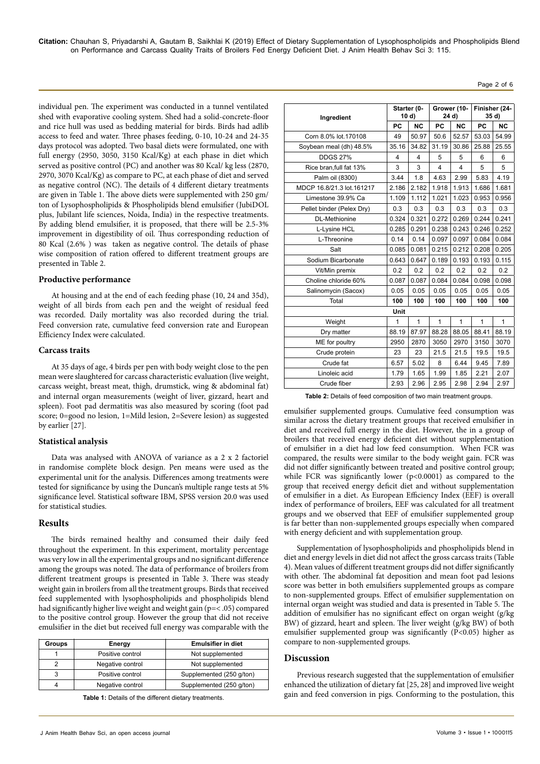individual pen. The experiment was conducted in a tunnel ventilated shed with evaporative cooling system. Shed had a solid-concrete-floor and rice hull was used as bedding material for birds. Birds had adlib access to feed and water. Three phases feeding, 0-10, 10-24 and 24-35 days protocol was adopted. Two basal diets were formulated, one with full energy (2950, 3050, 3150 Kcal/Kg) at each phase in diet which served as positive control (PC) and another was 80 Kcal/ kg less (2870, 2970, 3070 Kcal/Kg) as compare to PC, at each phase of diet and served as negative control (NC). The details of 4 different dietary treatments are given in Table 1. The above diets were supplemented with 250 gm/ton of Lysophospholipids & Phospholipids blend emulsifier (JubiDOL plus, Jubilant life sciences, Noida, India) in the respective treatments. By adding blend emulsifier, it is proposed, that there will be 2.5-3% improvement in digestibility of oil. Thus corresponding reduction of 80 Kcal (2.6% ) was taken as negative control. The details of phase wise composition of ration offered to different treatment groups are presented in Table 2.

### Productive performance

At housing and at the end of each feeding phase (10, 24 and 35d), weight of all birds from each pen and the weight of residual feed was recorded. Daily mortality was also recorded during the trial. Feed conversion rate, cumulative feed conversion rate and European Efficiency Index were calculated.

### Carcass traits

At 35 days of age, 4 birds per pen with body weight close to the pen mean were slaughtered for carcass characteristic evaluation (live weight, carcass weight, breast meat, thigh, drumstick, wing & abdominal fat) and internal organ measurements (weight of liver, gizzard, heart and spleen). Foot pad dermatitis was also measured by scoring (foot pad score; 0=good no lesion, 1=Mild lesion, 2=Severe lesion) as suggested by earlier [27].

### Statistical analysis

Data was analysed with ANOVA of variance as a 2 x 2 factoriel in randomise complète block design. Pen means were used as the experimental unit for the analysis. Differences among treatments were tested for significance by using the Duncan's multiple range tests at 5% significance level. Statistical software IBM, SPSS version 20.0 was used for statistical studies.

## Results

The birds remained healthy and consumed their daily feed throughout the experiment. In this experiment, mortality percentage was very low in all the experimental groups and no significant difference among the groups was noted. The data of performance of broilers from different treatment groups is presented in Table 3. There was steady weight gain in broilers from all the treatment groups. Birds that received feed supplemented with lysophospholipids and phospholipids blend had significantly higher live weight and weight gain (p=< .05) compared to the positive control group. However the group that did not receive emulsifier in the diet but received full energy was comparable with the emulsifier supplemented groups. Cumulative feed consumption was similar across the dietary treatment groups that received emulsifier in diet and received full energy in the diet. However, the in a group of broilers that received energy deficient diet without supplementation of emulsifier in a diet had low feed consumption. When FCR was compared, the results were similar to the body weight gain. FCR was did not differ significantly between treated and positive control group; while FCR was significantly lower (p<0.0001) as compared to the group that received energy deficit diet and without supplementation of emulsifier in a diet. As European Efficiency Index (EEF) is overall index of performance of broilers, EEF was calculated for all treatment groups and we observed that EEF of emulsifier supplemented group is far better than non-supplemented groups especially when compared with energy deficient and with supplementation group.

| Groups | Energy | Emulsifier in diet |
|---|---|---|
| 1 | Positive control | Not supplemented |
| 2 | Negative control | Not supplemented |
| 3 | Positive control | Supplemented (250 g/ton) |
| 4 | Negative control | Supplemented (250 g/ton) |

**Table 1:** Details of the different dietary treatments.

| Ingredient | Starter (0-10 d) | | Grower (10-24 d) | | Finisher (24-35 d) | |
|---|---|---|---|---|---|---|
| | PC | NC | PC | NC | PC | NC |
| Corn 8.0% lot.170108 | 49 | 50.97 | 50.6 | 52.57 | 53.03 | 54.99 |
| Soybean meal (dh) 48.5% | 35.16 | 34.82 | 31.19 | 30.86 | 25.88 | 25.55 |
| DDGS 27% | 4 | 4 | 5 | 5 | 6 | 6 |
| Rice bran,full fat 13% | 3 | 3 | 4 | 4 | 5 | 5 |
| Palm oil (8300) | 3.44 | 1.8 | 4.63 | 2.99 | 5.83 | 4.19 |
| MDCP 16.8/21.3 lot.161217 | 2.186 | 2.182 | 1.918 | 1.913 | 1.686 | 1.681 |
| Limestone 39.9% Ca | 1.109 | 1.112 | 1.021 | 1.023 | 0.953 | 0.956 |
| Pellet binder (Pelex Dry) | 0.3 | 0.3 | 0.3 | 0.3 | 0.3 | 0.3 |
| DL-Methionine | 0.324 | 0.321 | 0.272 | 0.269 | 0.244 | 0.241 |
| L-Lysine HCL | 0.285 | 0.291 | 0.238 | 0.243 | 0.246 | 0.252 |
| L-Threonine | 0.14 | 0.14 | 0.097 | 0.097 | 0.084 | 0.084 |
| Salt | 0.085 | 0.081 | 0.215 | 0.212 | 0.208 | 0.205 |
| Sodium Bicarbonate | 0.643 | 0.647 | 0.189 | 0.193 | 0.193 | 0.115 |
| Vit/Min premix | 0.2 | 0.2 | 0.2 | 0.2 | 0.2 | 0.2 |
| Choline chloride 60% | 0.087 | 0.087 | 0.084 | 0.084 | 0.098 | 0.098 |
| Salinomycin (Sacox) | 0.05 | 0.05 | 0.05 | 0.05 | 0.05 | 0.05 |
| Total | **100** | **100** | **100** | **100** | **100** | **100** |
| | | | **Unit** | | | |
| Weight | 1 | 1 | 1 | 1 | 1 | 1 |
| Dry matter | 88.19 | 87.97 | 88.28 | 88.05 | 88.41 | 88.19 |
| ME for poultry | 2950 | 2870 | 3050 | 2970 | 3150 | 3070 |
| Crude protein | 23 | 23 | 21.5 | 21.5 | 19.5 | 19.5 |
| Crude fat | 6.57 | 5.02 | 8 | 6.44 | 9.45 | 7.89 |
| Linoleic acid | 1.79 | 1.65 | 1.99 | 1.85 | 2.21 | 2.07 |
| Crude fiber | 2.93 | 2.96 | 2.95 | 2.98 | 2.94 | 2.97 |

**Table 2:** Details of feed composition of two main treatment groups.

Supplementation of lysophospholipids and phospholipids blend in diet and energy levels in diet did not affect the gross carcass traits (Table 4). Mean values of different treatment groups did not differ significantly with other. The abdominal fat deposition and mean foot pad lesions score was better in both emulsifiers supplemented groups as compare to non-supplemented groups. Effect of emulsifier supplementation on internal organ weight was studied and data is presented in Table 5. The addition of emulsifier has no significant effect on organ weight (g/kg BW) of gizzard, heart and spleen. The liver weight (g/kg BW) of both emulsifier supplemented group was significantly (P<0.05) higher as compare to non-supplemented groups.

## Discussion

Previous research suggested that the supplementation of emulsifier enhanced the utilization of dietary fat [25, 28] and improved live weight gain and feed conversion in pigs. Conforming to the postulation, this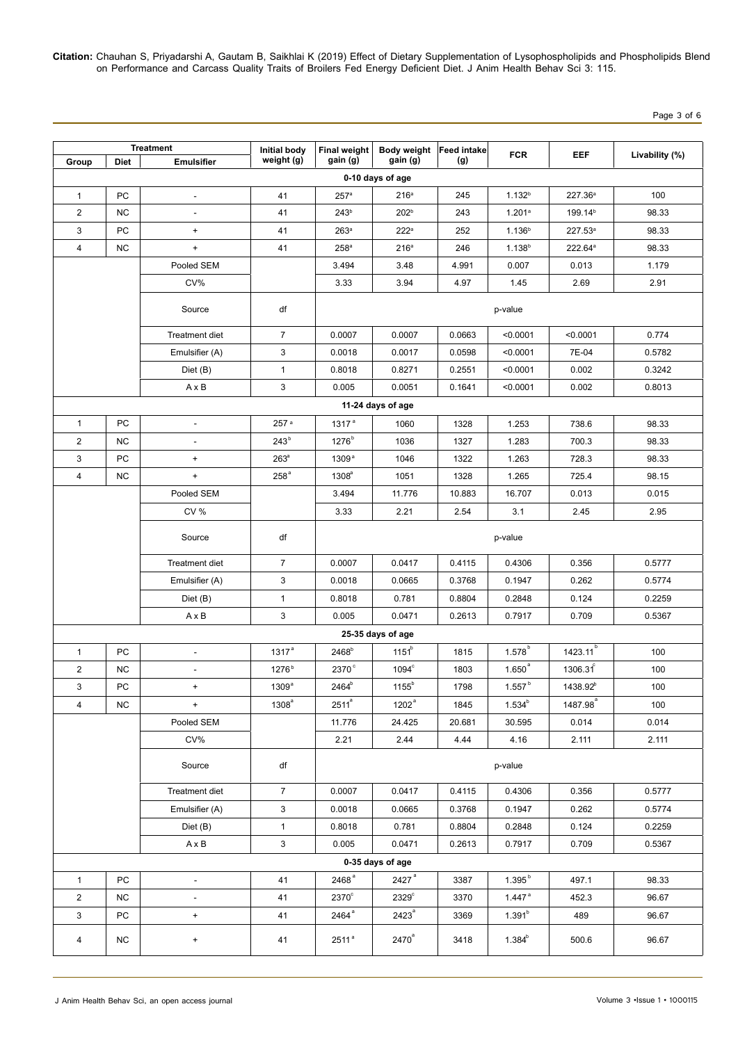| Treatment | | | Initial body weight (g) | Final weight gain (g) | Body weight gain (g) | Feed intake (g) | FCR | EEF | Livability (%) |
|---|---|---|---|---|---|---|---|---|---|
| Group | Diet | Emulsifier | | | | | | | |
| **0-10 days of age** | | | | | | | | | |
| 1 | PC | - | 41 | 257[a] | 216[a] | 245 | 1.132[b] | 227.36[a] | 100 |
| 2 | NC | - | 41 | 243[b] | 202[b] | 243 | 1.201[a] | 199.14[b] | 98.33 |
| 3 | PC | + | 41 | 263[a] | 222[a] | 252 | 1.136[b] | 227.53[a] | 98.33 |
| 4 | NC | + | 41 | 258[a] | 216[a] | 246 | 1.138[b] | 222.64[a] | 98.33 |
| | | Pooled SEM | | 3.494 | 3.48 | 4.991 | 0.007 | 0.013 | 1.179 |
| | | CV% | | 3.33 | 3.94 | 4.97 | 1.45 | 2.69 | 2.91 |
| | | Source | df | p-value | | | | | |
| | | Treatment diet | 7 | 0.0007 | 0.0007 | 0.0663 | <0.0001 | <0.0001 | 0.774 |
| | | Emulsifier (A) | 3 | 0.0018 | 0.0017 | 0.0598 | <0.0001 | 7E-04 | 0.5782 |
| | | Diet (B) | 1 | 0.8018 | 0.8271 | 0.2551 | <0.0001 | 0.002 | 0.3242 |
| | | A x B | 3 | 0.005 | 0.0051 | 0.1641 | <0.0001 | 0.002 | 0.8013 |
| **11-24 days of age** | | | | | | | | | |
| 1 | PC | - | 257[a] | 1317[a] | 1060 | 1328 | 1.253 | 738.6 | 98.33 |
| 2 | NC | - | 243[b] | 1276[b] | 1036 | 1327 | 1.283 | 700.3 | 98.33 |
| 3 | PC | + | 263[a] | 1309[a] | 1046 | 1322 | 1.263 | 728.3 | 98.33 |
| 4 | NC | + | 258[a] | 1308[a] | 1051 | 1328 | 1.265 | 725.4 | 98.15 |
| | | Pooled SEM | | 3.494 | 11.776 | 10.883 | 16.707 | 0.013 | 0.015 |
| | | CV % | | 3.33 | 2.21 | 2.54 | 3.1 | 2.45 | 2.95 |
| | | Source | df | p-value | | | | | |
| | | Treatment diet | 7 | 0.0007 | 0.0417 | 0.4115 | 0.4306 | 0.356 | 0.5777 |
| | | Emulsifier (A) | 3 | 0.0018 | 0.0665 | 0.3768 | 0.1947 | 0.262 | 0.5774 |
| | | Diet (B) | 1 | 0.8018 | 0.781 | 0.8804 | 0.2848 | 0.124 | 0.2259 |
| | | A x B | 3 | 0.005 | 0.0471 | 0.2613 | 0.7917 | 0.709 | 0.5367 |
| **25-35 days of age** | | | | | | | | | |
| 1 | PC | - | 1317[a] | 2468[b] | 1151[b] | 1815 | 1.578[b] | 1423.11[b] | 100 |
| 2 | NC | - | 1276[b] | 2370[c] | 1094[c] | 1803 | 1.650[a] | 1306.31[c] | 100 |
| 3 | PC | + | 1309[a] | 2464[b] | 1155[b] | 1798 | 1.557[b] | 1438.92[b] | 100 |
| 4 | NC | + | 1308[a] | 2511[a] | 1202[a] | 1845 | 1.534[b] | 1487.98[a] | 100 |
| | | Pooled SEM | | 11.776 | 24.425 | 20.681 | 30.595 | 0.014 | 0.014 |
| | | CV% | | 2.21 | 2.44 | 4.44 | 4.16 | 2.111 | 2.111 |
| | | Source | df | p-value | | | | | |
| | | Treatment diet | 7 | 0.0007 | 0.0417 | 0.4115 | 0.4306 | 0.356 | 0.5777 |
| | | Emulsifier (A) | 3 | 0.0018 | 0.0665 | 0.3768 | 0.1947 | 0.262 | 0.5774 |
| | | Diet (B) | 1 | 0.8018 | 0.781 | 0.8804 | 0.2848 | 0.124 | 0.2259 |
| | | A x B | 3 | 0.005 | 0.0471 | 0.2613 | 0.7917 | 0.709 | 0.5367 |
| **0-35 days of age** | | | | | | | | | |
| 1 | PC | - | 41 | 2468[a] | 2427[a] | 3387 | 1.395[b] | 497.1 | 98.33 |
| 2 | NC | - | 41 | 2370[c] | 2329[c] | 3370 | 1.447[a] | 452.3 | 96.67 |
| 3 | PC | + | 41 | 2464[a] | 2423[a] | 3369 | 1.391[b] | 489 | 96.67 |
| 4 | NC | + | 41 | 2511[a] | 2470[a] | 3418 | 1.384[b] | 500.6 | 96.67 |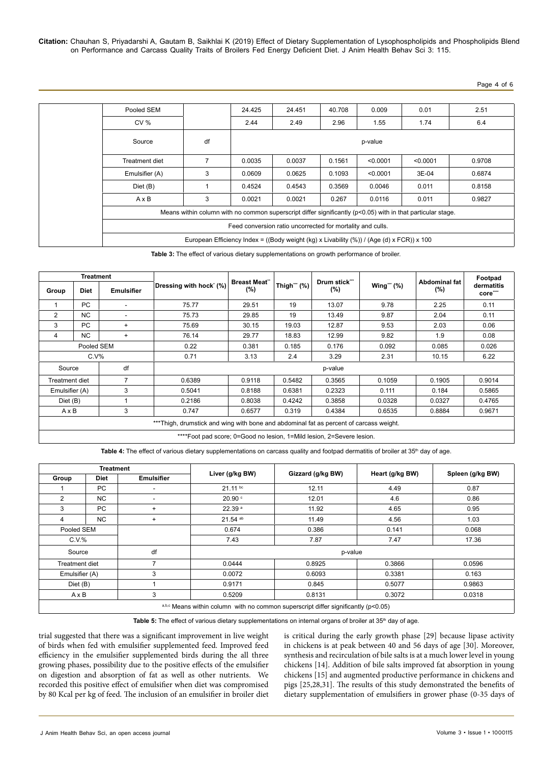| | | | | | | | |
|---|---|---|---|---|---|---|---|
| Pooled SEM | | 24.425 | 24.451 | 40.708 | 0.009 | 0.01 | 2.51 |
| CV % | | 2.44 | 2.49 | 2.96 | 1.55 | 1.74 | 6.4 |
| Source | df | p-value | | | | | |
| Treatment diet | 7 | 0.0035 | 0.0037 | 0.1561 | <0.0001 | <0.0001 | 0.9708 |
| Emulsifier (A) | 3 | 0.0609 | 0.0625 | 0.1093 | <0.0001 | 3E-04 | 0.6874 |
| Diet (B) | 1 | 0.4524 | 0.4543 | 0.3569 | 0.0046 | 0.011 | 0.8158 |
| A x B | 3 | 0.0021 | 0.0021 | 0.267 | 0.0116 | 0.011 | 0.9827 |
| Means within column with no common superscript differ significantly (p<0.05) with in that particular stage. | | | | | | | |
| Feed conversion ratio uncorrected for mortality and culls. | | | | | | | |
| European Efficiency Index = ((Body weight (kg) x Livability (%)) / (Age (d) x FCR)) x 100 | | | | | | | |

**Table 3:** The effect of various dietary supplementations on growth performance of broiler.

| Treatment | | | Dressing with hock* (%) | Breast Meat** (%) | Thigh*** (%) | Drum stick*** (%) | Wing*** (%) | Abdominal fat (%) | Footpad dermatitis core**** |
|---|---|---|---|---|---|---|---|---|---|
| Group | Diet | Emulsifier | | | | | | | |
| 1 | PC | - | 75.77 | 29.51 | 19 | 13.07 | 9.78 | 2.25 | 0.11 |
| 2 | NC | - | 75.73 | 29.85 | 19 | 13.49 | 9.87 | 2.04 | 0.11 |
| 3 | PC | + | 75.69 | 30.15 | 19.03 | 12.87 | 9.53 | 2.03 | 0.06 |
| 4 | NC | + | 76.14 | 29.77 | 18.83 | 12.99 | 9.82 | 1.9 | 0.08 |
| Pooled SEM | | | 0.22 | 0.381 | 0.185 | 0.176 | 0.092 | 0.085 | 0.026 |
| C.V% | | | 0.71 | 3.13 | 2.4 | 3.29 | 2.31 | 10.15 | 6.22 |
| Source | | df | p-value | | | | | | |
| Treatment diet | | 7 | 0.6389 | 0.9118 | 0.5482 | 0.3565 | 0.1059 | 0.1905 | 0.9014 |
| Emulsifier (A) | | 3 | 0.5041 | 0.8188 | 0.6381 | 0.2323 | 0.111 | 0.184 | 0.5865 |
| Diet (B) | | 1 | 0.2186 | 0.8038 | 0.4242 | 0.3858 | 0.0328 | 0.0327 | 0.4765 |
| A x B | | 3 | 0.747 | 0.6577 | 0.319 | 0.4384 | 0.6535 | 0.8884 | 0.9671 |
| ***Thigh, drumstick and wing with bone and abdominal fat as percent of carcass weight. | | | | | | | | | |
| ****Foot pad score; 0=Good no lesion, 1=Mild lesion, 2=Severe lesion. | | | | | | | | | |

**Table 4:** The effect of various dietary supplementations on carcass quality and footpad dermatitis of broiler at 35th day of age.

| Treatment | | | Liver (g/kg BW) | Gizzard (g/kg BW) | Heart (g/kg BW) | Spleen (g/kg BW) |
|---|---|---|---|---|---|---|
| Group | Diet | Emulsifier | | | | |
| 1 | PC | - | 21.11 [bc] | 12.11 | 4.49 | 0.87 |
| 2 | NC | - | 20.90 [c] | 12.01 | 4.6 | 0.86 |
| 3 | PC | + | 22.39 [a] | 11.92 | 4.65 | 0.95 |
| 4 | NC | + | 21.54 [ab] | 11.49 | 4.56 | 1.03 |
| Pooled SEM | | | 0.674 | 0.386 | 0.141 | 0.068 |
| C.V.% | | | 7.43 | 7.87 | 7.47 | 17.36 |
| Source | | df | p-value | | | |
| Treatment diet | | 7 | 0.0444 | 0.8925 | 0.3866 | 0.0596 |
| Emulsifier (A) | | 3 | 0.0072 | 0.6093 | 0.3381 | 0.163 |
| Diet (B) | | 1 | 0.9171 | 0.845 | 0.5077 | 0.9863 |
| A x B | | 3 | 0.5209 | 0.8131 | 0.3072 | 0.0318 |
| [a,b,c] Means within column with no common superscript differ significantly (p<0.05) | | | | | | |

**Table 5:** The effect of various dietary supplementations on internal organs of broiler at 35th day of age.

trial suggested that there was a significant improvement in live weight of birds when fed with emulsifier supplemented feed. Improved feed efficiency in the emulsifier supplemented birds during the all three growing phases, possibility due to the positive effects of the emulsifier on digestion and absorption of fat as well as other nutrients. We recorded this positive effect of emulsifier when diet was compromised by 80 Kcal per kg of feed. The inclusion of an emulsifier in broiler diet is critical during the early growth phase [29] because lipase activity in chickens is at peak between 40 and 56 days of age [30]. Moreover, synthesis and recirculation of bile salts is at a much lower level in young chickens [14]. Addition of bile salts improved fat absorption in young chickens [15] and augmented productive performance in chickens and pigs [25,28,31]. The results of this study demonstrated the benefits of dietary supplementation of emulsifiers in grower phase (0-35 days of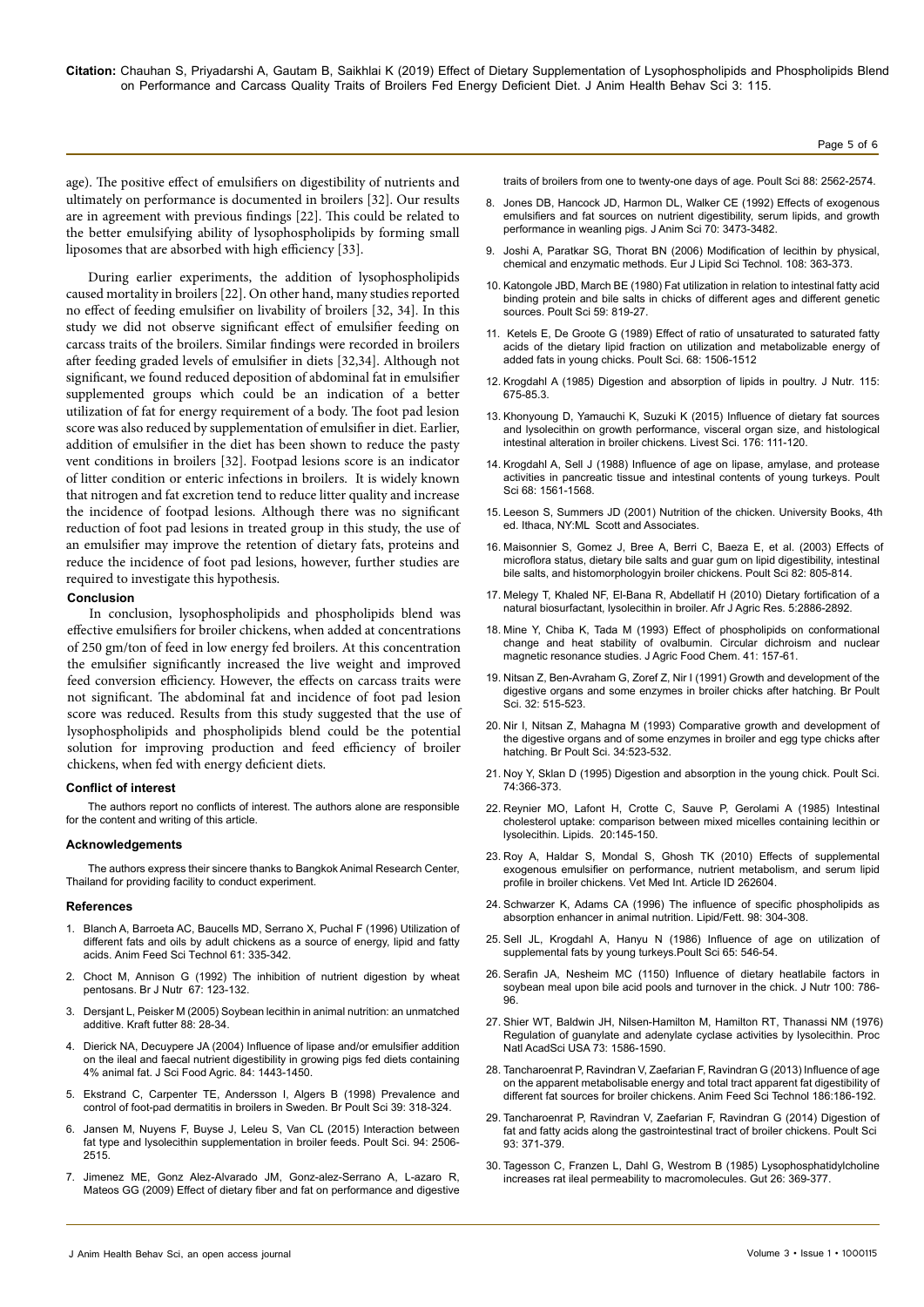age). The positive effect of emulsifiers on digestibility of nutrients and ultimately on performance is documented in broilers [32]. Our results are in agreement with previous findings [22]. This could be related to the better emulsifying ability of lysophospholipids by forming small liposomes that are absorbed with high efficiency [33].

During earlier experiments, the addition of lysophospholipids caused mortality in broilers [22]. On other hand, many studies reported no effect of feeding emulsifier on livability of broilers [32, 34]. In this study we did not observe significant effect of emulsifier feeding on carcass traits of the broilers. Similar findings were recorded in broilers after feeding graded levels of emulsifier in diets [32,34]. Although not significant, we found reduced deposition of abdominal fat in emulsifier supplemented groups which could be an indication of a better utilization of fat for energy requirement of a body. The foot pad lesion score was also reduced by supplementation of emulsifier in diet. Earlier, addition of emulsifier in the diet has been shown to reduce the pasty vent conditions in broilers [32]. Footpad lesions score is an indicator of litter condition or enteric infections in broilers. It is widely known that nitrogen and fat excretion tend to reduce litter quality and increase the incidence of footpad lesions. Although there was no significant reduction of foot pad lesions in treated group in this study, the use of an emulsifier may improve the retention of dietary fats, proteins and reduce the incidence of foot pad lesions, however, further studies are required to investigate this hypothesis.

## Conclusion

In conclusion, lysophospholipids and phospholipids blend was effective emulsifiers for broiler chickens, when added at concentrations of 250 gm/ton of feed in low energy fed broilers. At this concentration the emulsifier significantly increased the live weight and improved feed conversion efficiency. However, the effects on carcass traits were not significant. The abdominal fat and incidence of foot pad lesion score was reduced. Results from this study suggested that the use of lysophospholipids and phospholipids blend could be the potential solution for improving production and feed efficiency of broiler chickens, when fed with energy deficient diets.

## Conflict of interest

The authors report no conflicts of interest. The authors alone are responsible for the content and writing of this article.

## Acknowledgements

The authors express their sincere thanks to Bangkok Animal Research Center, Thailand for providing facility to conduct experiment.

## References

1. Blanch A, Barroeta AC, Baucells MD, Serrano X, Puchal F (1996) Utilization of different fats and oils by adult chickens as a source of energy, lipid and fatty acids. Anim Feed Sci Technol 61: 335-342.
2. Choct M, Annison G (1992) The inhibition of nutrient digestion by wheat pentosans. Br J Nutr 67: 123-132.
3. Dersjant L, Peisker M (2005) Soybean lecithin in animal nutrition: an unmatched additive. Kraft futter 88: 28-34.
4. Dierick NA, Decuypere JA (2004) Influence of lipase and/or emulsifier addition on the ileal and faecal nutrient digestibility in growing pigs fed diets containing 4% animal fat. J Sci Food Agric. 84: 1443-1450.
5. Ekstrand C, Carpenter TE, Andersson I, Algers B (1998) Prevalence and control of foot-pad dermatitis in broilers in Sweden. Br Poult Sci 39: 318-324.
6. Jansen M, Nuyens F, Buyse J, Leleu S, Van CL (2015) Interaction between fat type and lysolecithin supplementation in broiler feeds. Poult Sci. 94: 2506-2515.
7. Jimenez ME, Gonz Alez-Alvarado JM, Gonz-alez-Serrano A, L-azaro R, Mateos GG (2009) Effect of dietary fiber and fat on performance and digestive traits of broilers from one to twenty-one days of age. Poult Sci 88: 2562-2574.
8. Jones DB, Hancock JD, Harmon DL, Walker CE (1992) Effects of exogenous emulsifiers and fat sources on nutrient digestibility, serum lipids, and growth performance in weanling pigs. J Anim Sci 70: 3473-3482.
9. Joshi A, Paratkar SG, Thorat BN (2006) Modification of lecithin by physical, chemical and enzymatic methods. Eur J Lipid Sci Technol. 108: 363-373.
10. Katongole JBD, March BE (1980) Fat utilization in relation to intestinal fatty acid binding protein and bile salts in chicks of different ages and different genetic sources. Poult Sci 59: 819-27.
11. Ketels E, De Groote G (1989) Effect of ratio of unsaturated to saturated fatty acids of the dietary lipid fraction on utilization and metabolizable energy of added fats in young chicks. Poult Sci. 68: 1506-1512
12. Krogdahl A (1985) Digestion and absorption of lipids in poultry. J Nutr. 115: 675-85.3.
13. Khonyoung D, Yamauchi K, Suzuki K (2015) Influence of dietary fat sources and lysolecithin on growth performance, visceral organ size, and histological intestinal alteration in broiler chickens. Livest Sci. 176: 111-120.
14. Krogdahl A, Sell J (1988) Influence of age on lipase, amylase, and protease activities in pancreatic tissue and intestinal contents of young turkeys. Poult Sci 68: 1561-1568.
15. Leeson S, Summers JD (2001) Nutrition of the chicken. University Books, 4th ed. Ithaca, NY:ML Scott and Associates.
16. Maisonnier S, Gomez J, Bree A, Berri C, Baeza E, et al. (2003) Effects of microflora status, dietary bile salts and guar gum on lipid digestibility, intestinal bile salts, and histomorphologyin broiler chickens. Poult Sci 82: 805-814.
17. Melegy T, Khaled NF, El-Bana R, Abdellatif H (2010) Dietary fortification of a natural biosurfactant, lysolecithin in broiler. Afr J Agric Res. 5:2886-2892.
18. Mine Y, Chiba K, Tada M (1993) Effect of phospholipids on conformational change and heat stability of ovalbumin. Circular dichroism and nuclear magnetic resonance studies. J Agric Food Chem. 41: 157-61.
19. Nitsan Z, Ben-Avraham G, Zoref Z, Nir I (1991) Growth and development of the digestive organs and some enzymes in broiler chicks after hatching. Br Poult Sci. 32: 515-523.
20. Nir I, Nitsan Z, Mahagna M (1993) Comparative growth and development of the digestive organs and of some enzymes in broiler and egg type chicks after hatching. Br Poult Sci. 34:523-532.
21. Noy Y, Sklan D (1995) Digestion and absorption in the young chick. Poult Sci. 74:366-373.
22. Reynier MO, Lafont H, Crotte C, Sauve P, Gerolami A (1985) Intestinal cholesterol uptake: comparison between mixed micelles containing lecithin or lysolecithin. Lipids. 20:145-150.
23. Roy A, Haldar S, Mondal S, Ghosh TK (2010) Effects of supplemental exogenous emulsifier on performance, nutrient metabolism, and serum lipid profile in broiler chickens. Vet Med Int. Article ID 262604.
24. Schwarzer K, Adams CA (1996) The influence of specific phospholipids as absorption enhancer in animal nutrition. Lipid/Fett. 98: 304-308.
25. Sell JL, Krogdahl A, Hanyu N (1986) Influence of age on utilization of supplemental fats by young turkeys.Poult Sci 65: 546-54.
26. Serafin JA, Nesheim MC (1150) Influence of dietary heatlabile factors in soybean meal upon bile acid pools and turnover in the chick. J Nutr 100: 786-96.
27. Shier WT, Baldwin JH, Nilsen-Hamilton M, Hamilton RT, Thanassi NM (1976) Regulation of guanylate and adenylate cyclase activities by lysolecithin. Proc Natl AcadSci USA 73: 1586-1590.
28. Tancharoenrat P, Ravindran V, Zaefarian F, Ravindran G (2013) Influence of age on the apparent metabolisable energy and total tract apparent fat digestibility of different fat sources for broiler chickens. Anim Feed Sci Technol 186:186-192.
29. Tancharoenrat P, Ravindran V, Zaefarian F, Ravindran G (2014) Digestion of fat and fatty acids along the gastrointestinal tract of broiler chickens. Poult Sci 93: 371-379.
30. Tagesson C, Franzen L, Dahl G, Westrom B (1985) Lysophosphatidylcholine increases rat ileal permeability to macromolecules. Gut 26: 369-377.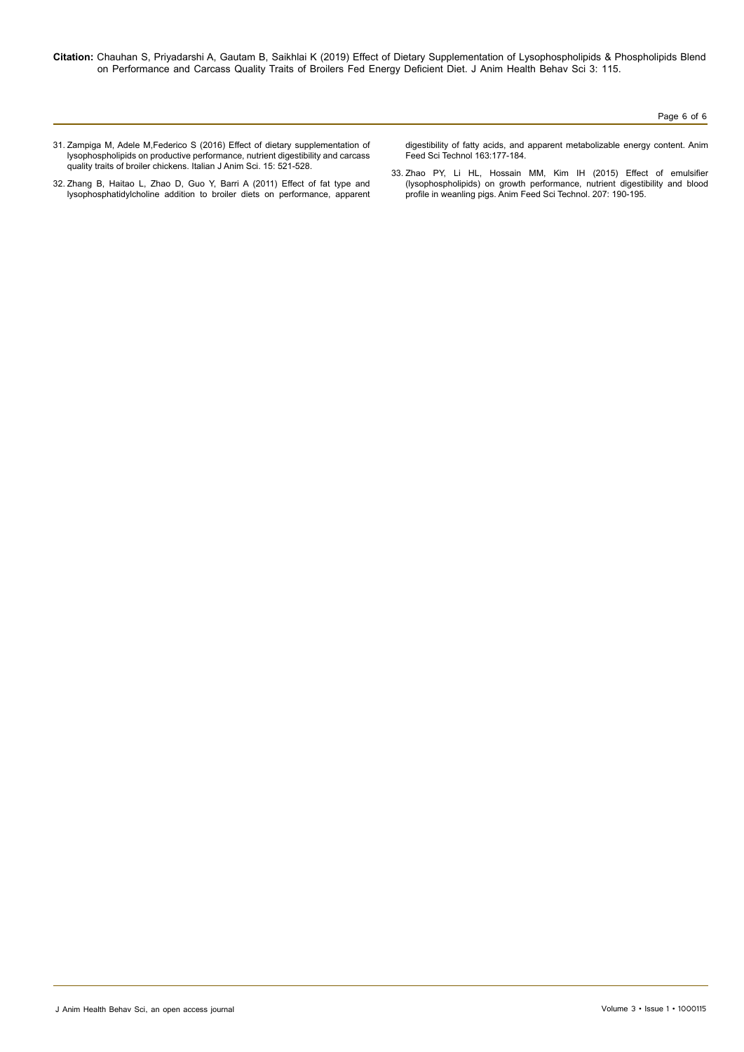31. Zampiga M, Adele M,Federico S (2016) Effect of dietary supplementation of lysophospholipids on productive performance, nutrient digestibility and carcass quality traits of broiler chickens. Italian J Anim Sci. 15: 521-528.

32. Zhang B, Haitao L, Zhao D, Guo Y, Barri A (2011) Effect of fat type and lysophosphatidylcholine addition to broiler diets on performance, apparent digestibility of fatty acids, and apparent metabolizable energy content. Anim Feed Sci Technol 163:177-184.

33. Zhao PY, Li HL, Hossain MM, Kim IH (2015) Effect of emulsifier (lysophospholipids) on growth performance, nutrient digestibility and blood profile in weanling pigs. Anim Feed Sci Technol. 207: 190-195.